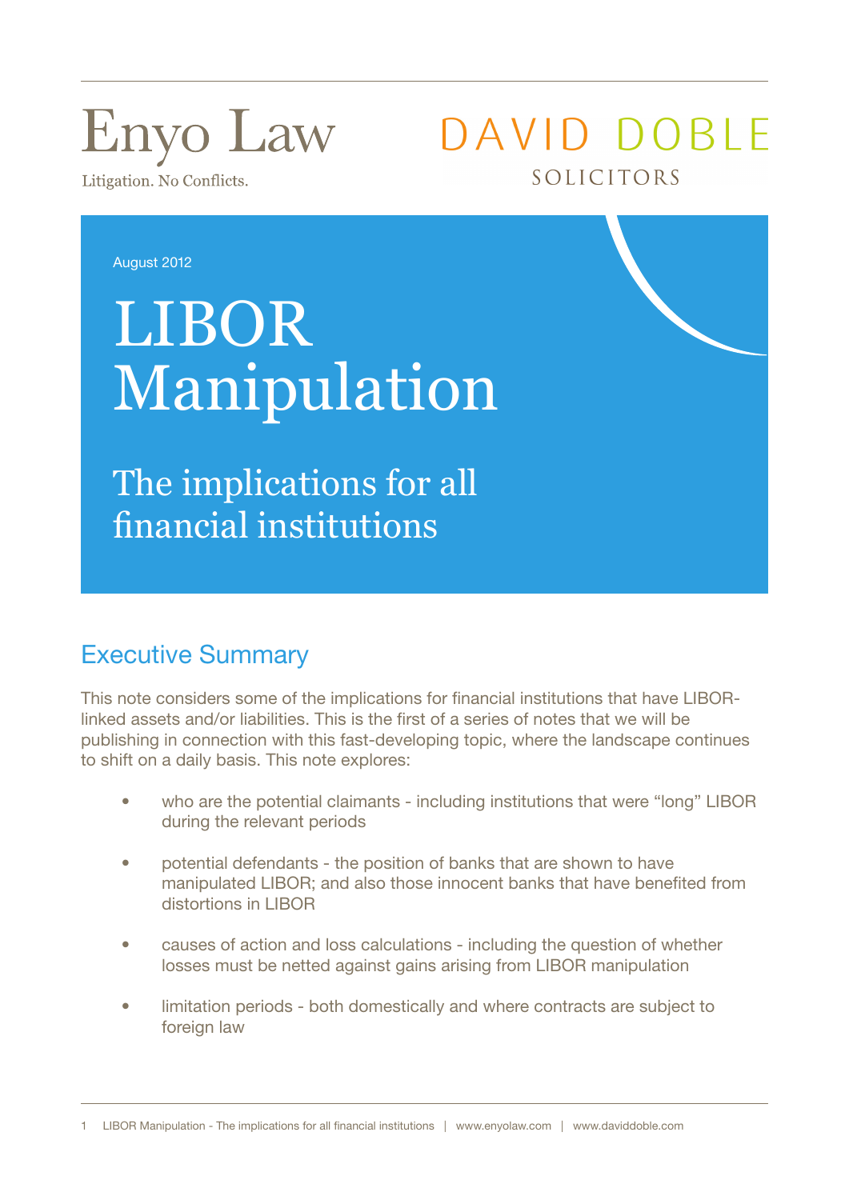Enyo Law

Litigation. No Conflicts.

DAVID DOBLE

SOLICITORS

August 2012

# LIBOR Manipulation

## The implications for all financial institutions

## Executive Summary

This note considers some of the implications for financial institutions that have LIBOR-linked assets and/or liabilities. This is the first of a series of notes that we will be publishing in connection with this fast-developing topic, where the landscape continues to shift on a daily basis. This note explores:

- who are the potential claimants - including institutions that were "long" LIBOR during the relevant periods
- potential defendants - the position of banks that are shown to have manipulated LIBOR; and also those innocent banks that have benefited from distortions in LIBOR
- causes of action and loss calculations - including the question of whether losses must be netted against gains arising from LIBOR manipulation
- limitation periods - both domestically and where contracts are subject to foreign law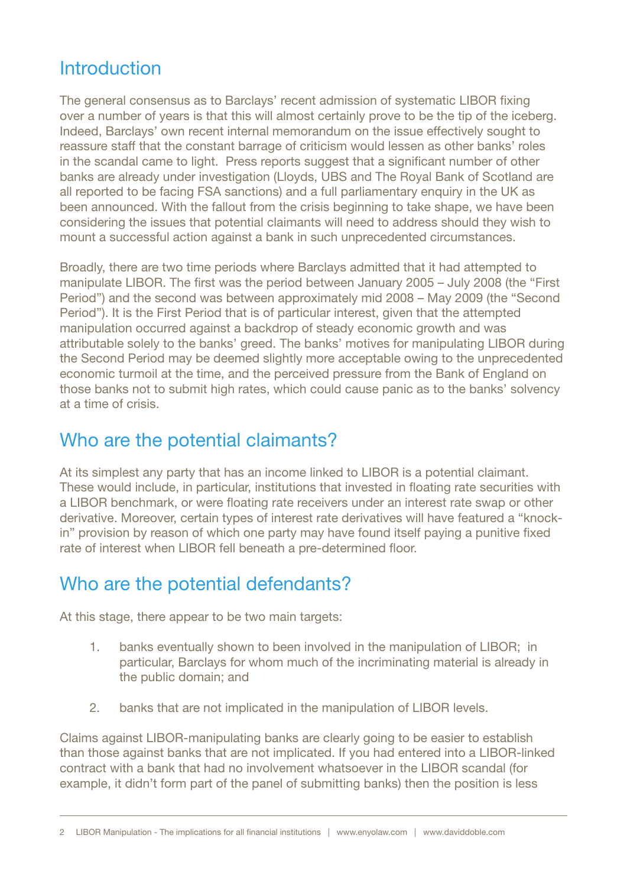## Introduction

The general consensus as to Barclays' recent admission of systematic LIBOR fixing over a number of years is that this will almost certainly prove to be the tip of the iceberg. Indeed, Barclays' own recent internal memorandum on the issue effectively sought to reassure staff that the constant barrage of criticism would lessen as other banks' roles in the scandal came to light. Press reports suggest that a significant number of other banks are already under investigation (Lloyds, UBS and The Royal Bank of Scotland are all reported to be facing FSA sanctions) and a full parliamentary enquiry in the UK as been announced. With the fallout from the crisis beginning to take shape, we have been considering the issues that potential claimants will need to address should they wish to mount a successful action against a bank in such unprecedented circumstances.

Broadly, there are two time periods where Barclays admitted that it had attempted to manipulate LIBOR. The first was the period between January 2005 – July 2008 (the "First Period") and the second was between approximately mid 2008 – May 2009 (the "Second Period"). It is the First Period that is of particular interest, given that the attempted manipulation occurred against a backdrop of steady economic growth and was attributable solely to the banks' greed. The banks' motives for manipulating LIBOR during the Second Period may be deemed slightly more acceptable owing to the unprecedented economic turmoil at the time, and the perceived pressure from the Bank of England on those banks not to submit high rates, which could cause panic as to the banks' solvency at a time of crisis.

## Who are the potential claimants?

At its simplest any party that has an income linked to LIBOR is a potential claimant. These would include, in particular, institutions that invested in floating rate securities with a LIBOR benchmark, or were floating rate receivers under an interest rate swap or other derivative. Moreover, certain types of interest rate derivatives will have featured a "knock-in" provision by reason of which one party may have found itself paying a punitive fixed rate of interest when LIBOR fell beneath a pre-determined floor.

## Who are the potential defendants?

At this stage, there appear to be two main targets:

1. banks eventually shown to been involved in the manipulation of LIBOR; in particular, Barclays for whom much of the incriminating material is already in the public domain; and

2. banks that are not implicated in the manipulation of LIBOR levels.

Claims against LIBOR-manipulating banks are clearly going to be easier to establish than those against banks that are not implicated. If you had entered into a LIBOR-linked contract with a bank that had no involvement whatsoever in the LIBOR scandal (for example, it didn't form part of the panel of submitting banks) then the position is less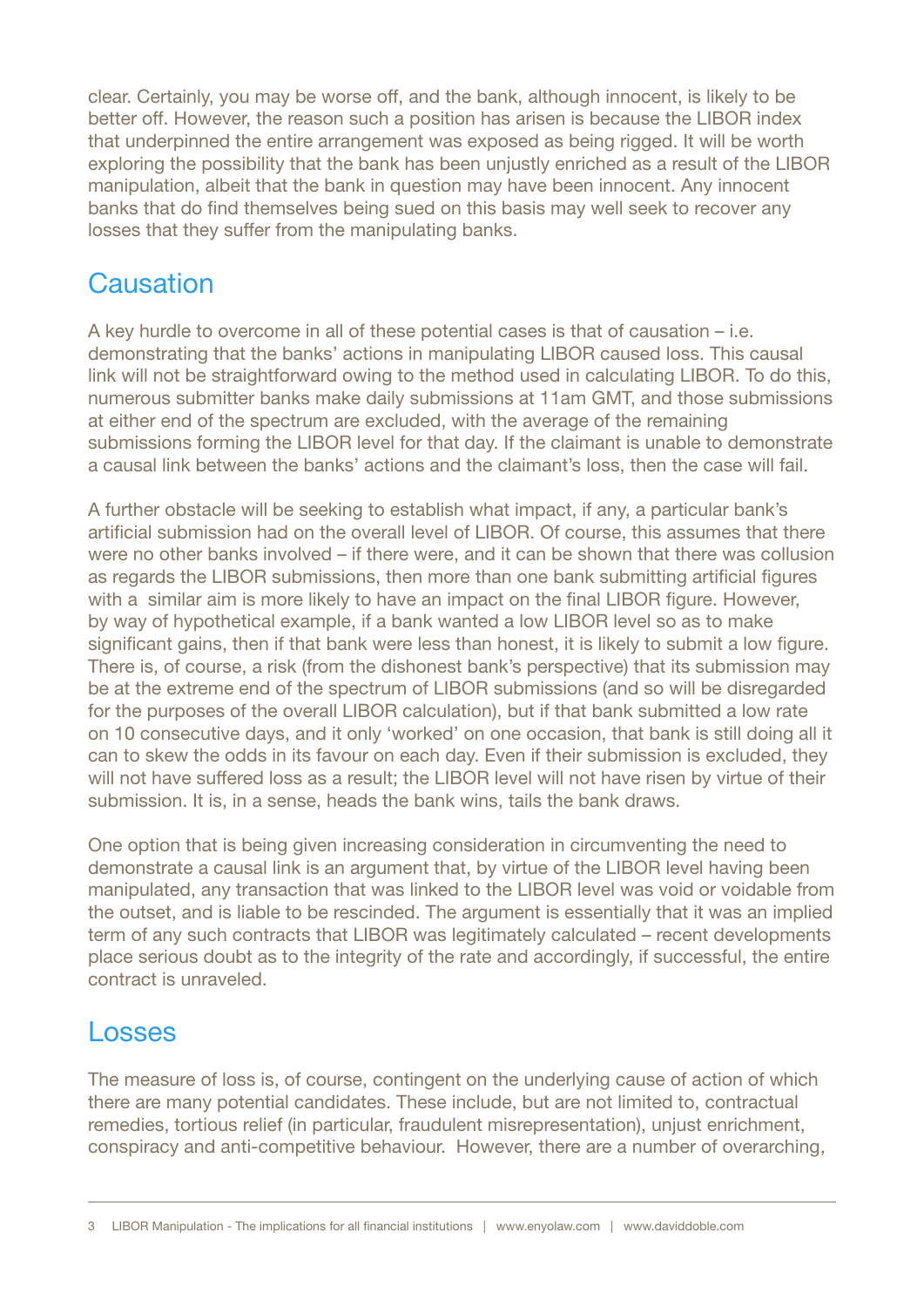clear. Certainly, you may be worse off, and the bank, although innocent, is likely to be better off. However, the reason such a position has arisen is because the LIBOR index that underpinned the entire arrangement was exposed as being rigged. It will be worth exploring the possibility that the bank has been unjustly enriched as a result of the LIBOR manipulation, albeit that the bank in question may have been innocent. Any innocent banks that do find themselves being sued on this basis may well seek to recover any losses that they suffer from the manipulating banks.

## Causation

A key hurdle to overcome in all of these potential cases is that of causation – i.e. demonstrating that the banks' actions in manipulating LIBOR caused loss. This causal link will not be straightforward owing to the method used in calculating LIBOR. To do this, numerous submitter banks make daily submissions at 11am GMT, and those submissions at either end of the spectrum are excluded, with the average of the remaining submissions forming the LIBOR level for that day. If the claimant is unable to demonstrate a causal link between the banks' actions and the claimant's loss, then the case will fail.

A further obstacle will be seeking to establish what impact, if any, a particular bank's artificial submission had on the overall level of LIBOR. Of course, this assumes that there were no other banks involved – if there were, and it can be shown that there was collusion as regards the LIBOR submissions, then more than one bank submitting artificial figures with a similar aim is more likely to have an impact on the final LIBOR figure. However, by way of hypothetical example, if a bank wanted a low LIBOR level so as to make significant gains, then if that bank were less than honest, it is likely to submit a low figure. There is, of course, a risk (from the dishonest bank's perspective) that its submission may be at the extreme end of the spectrum of LIBOR submissions (and so will be disregarded for the purposes of the overall LIBOR calculation), but if that bank submitted a low rate on 10 consecutive days, and it only 'worked' on one occasion, that bank is still doing all it can to skew the odds in its favour on each day. Even if their submission is excluded, they will not have suffered loss as a result; the LIBOR level will not have risen by virtue of their submission. It is, in a sense, heads the bank wins, tails the bank draws.

One option that is being given increasing consideration in circumventing the need to demonstrate a causal link is an argument that, by virtue of the LIBOR level having been manipulated, any transaction that was linked to the LIBOR level was void or voidable from the outset, and is liable to be rescinded. The argument is essentially that it was an implied term of any such contracts that LIBOR was legitimately calculated – recent developments place serious doubt as to the integrity of the rate and accordingly, if successful, the entire contract is unraveled.

## Losses

The measure of loss is, of course, contingent on the underlying cause of action of which there are many potential candidates. These include, but are not limited to, contractual remedies, tortious relief (in particular, fraudulent misrepresentation), unjust enrichment, conspiracy and anti-competitive behaviour. However, there are a number of overarching,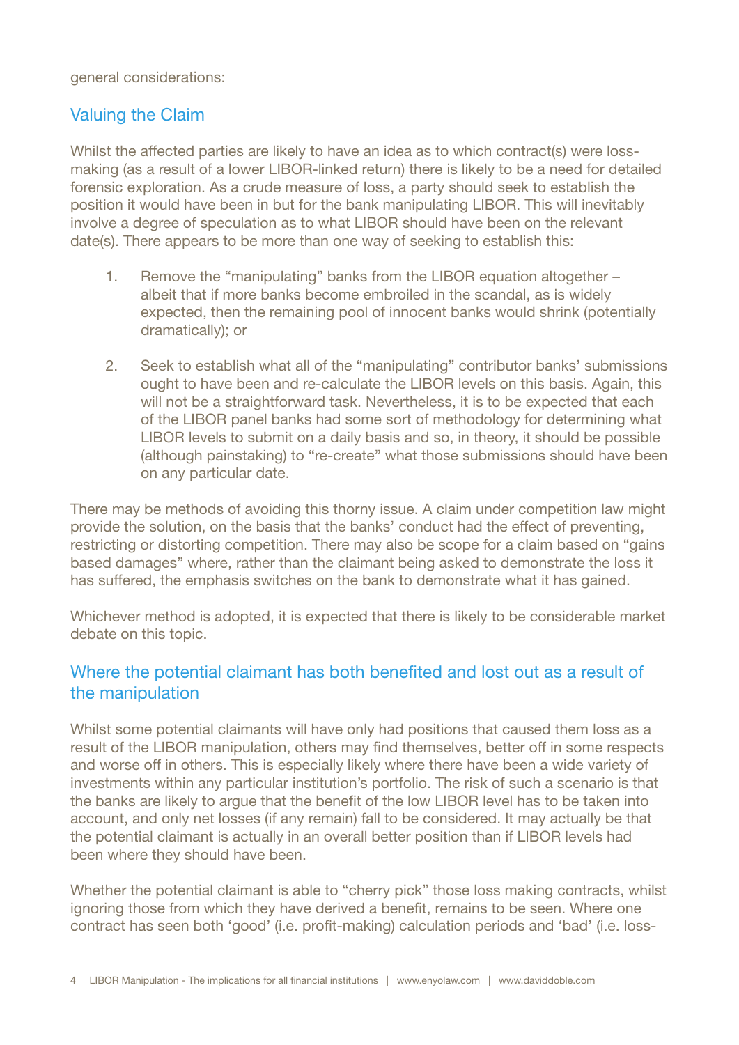general considerations:

## Valuing the Claim

Whilst the affected parties are likely to have an idea as to which contract(s) were loss-making (as a result of a lower LIBOR-linked return) there is likely to be a need for detailed forensic exploration. As a crude measure of loss, a party should seek to establish the position it would have been in but for the bank manipulating LIBOR. This will inevitably involve a degree of speculation as to what LIBOR should have been on the relevant date(s). There appears to be more than one way of seeking to establish this:

1. Remove the "manipulating" banks from the LIBOR equation altogether – albeit that if more banks become embroiled in the scandal, as is widely expected, then the remaining pool of innocent banks would shrink (potentially dramatically); or

2. Seek to establish what all of the "manipulating" contributor banks' submissions ought to have been and re-calculate the LIBOR levels on this basis. Again, this will not be a straightforward task. Nevertheless, it is to be expected that each of the LIBOR panel banks had some sort of methodology for determining what LIBOR levels to submit on a daily basis and so, in theory, it should be possible (although painstaking) to "re-create" what those submissions should have been on any particular date.

There may be methods of avoiding this thorny issue. A claim under competition law might provide the solution, on the basis that the banks' conduct had the effect of preventing, restricting or distorting competition. There may also be scope for a claim based on "gains based damages" where, rather than the claimant being asked to demonstrate the loss it has suffered, the emphasis switches on the bank to demonstrate what it has gained.

Whichever method is adopted, it is expected that there is likely to be considerable market debate on this topic.

## Where the potential claimant has both benefited and lost out as a result of the manipulation

Whilst some potential claimants will have only had positions that caused them loss as a result of the LIBOR manipulation, others may find themselves, better off in some respects and worse off in others. This is especially likely where there have been a wide variety of investments within any particular institution's portfolio. The risk of such a scenario is that the banks are likely to argue that the benefit of the low LIBOR level has to be taken into account, and only net losses (if any remain) fall to be considered. It may actually be that the potential claimant is actually in an overall better position than if LIBOR levels had been where they should have been.

Whether the potential claimant is able to "cherry pick" those loss making contracts, whilst ignoring those from which they have derived a benefit, remains to be seen. Where one contract has seen both 'good' (i.e. profit-making) calculation periods and 'bad' (i.e. loss-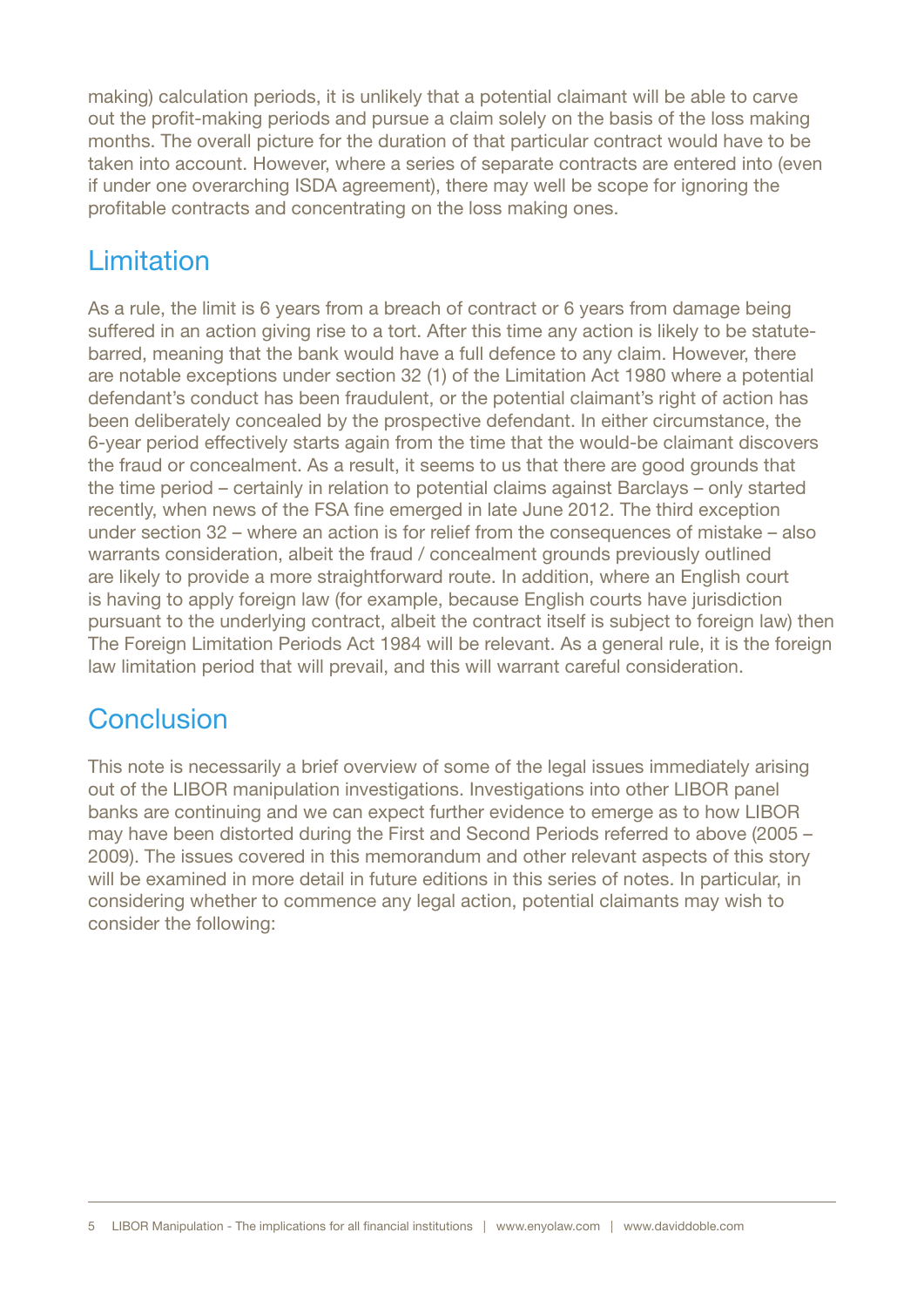making) calculation periods, it is unlikely that a potential claimant will be able to carve out the profit-making periods and pursue a claim solely on the basis of the loss making months. The overall picture for the duration of that particular contract would have to be taken into account. However, where a series of separate contracts are entered into (even if under one overarching ISDA agreement), there may well be scope for ignoring the profitable contracts and concentrating on the loss making ones.

## Limitation

As a rule, the limit is 6 years from a breach of contract or 6 years from damage being suffered in an action giving rise to a tort. After this time any action is likely to be statute-barred, meaning that the bank would have a full defence to any claim. However, there are notable exceptions under section 32 (1) of the Limitation Act 1980 where a potential defendant's conduct has been fraudulent, or the potential claimant's right of action has been deliberately concealed by the prospective defendant. In either circumstance, the 6-year period effectively starts again from the time that the would-be claimant discovers the fraud or concealment. As a result, it seems to us that there are good grounds that the time period – certainly in relation to potential claims against Barclays – only started recently, when news of the FSA fine emerged in late June 2012. The third exception under section 32 – where an action is for relief from the consequences of mistake – also warrants consideration, albeit the fraud / concealment grounds previously outlined are likely to provide a more straightforward route. In addition, where an English court is having to apply foreign law (for example, because English courts have jurisdiction pursuant to the underlying contract, albeit the contract itself is subject to foreign law) then The Foreign Limitation Periods Act 1984 will be relevant. As a general rule, it is the foreign law limitation period that will prevail, and this will warrant careful consideration.

## Conclusion

This note is necessarily a brief overview of some of the legal issues immediately arising out of the LIBOR manipulation investigations. Investigations into other LIBOR panel banks are continuing and we can expect further evidence to emerge as to how LIBOR may have been distorted during the First and Second Periods referred to above (2005 – 2009). The issues covered in this memorandum and other relevant aspects of this story will be examined in more detail in future editions in this series of notes. In particular, in considering whether to commence any legal action, potential claimants may wish to consider the following: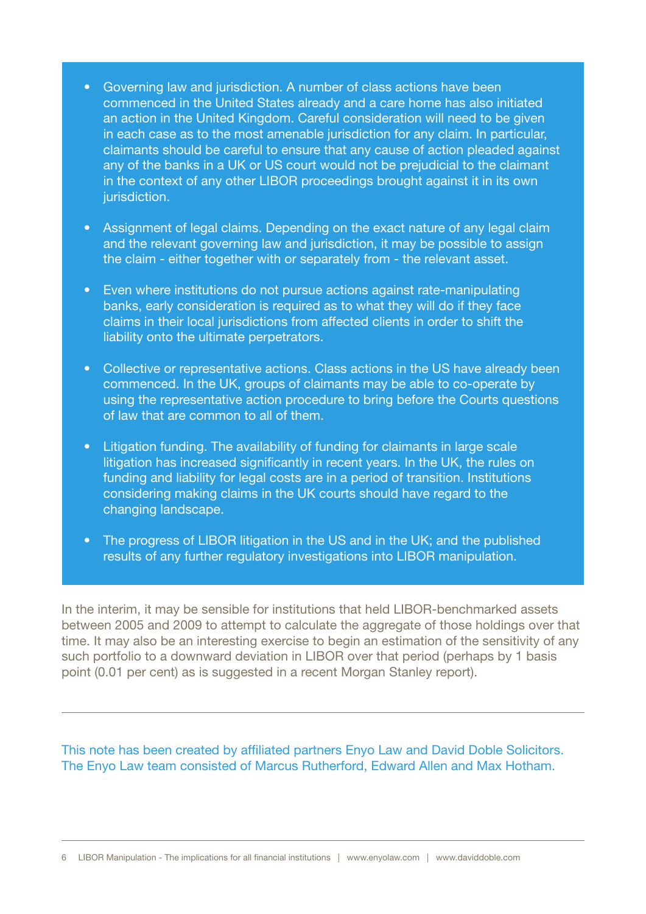- Governing law and jurisdiction. A number of class actions have been commenced in the United States already and a care home has also initiated an action in the United Kingdom. Careful consideration will need to be given in each case as to the most amenable jurisdiction for any claim. In particular, claimants should be careful to ensure that any cause of action pleaded against any of the banks in a UK or US court would not be prejudicial to the claimant in the context of any other LIBOR proceedings brought against it in its own jurisdiction.

- Assignment of legal claims. Depending on the exact nature of any legal claim and the relevant governing law and jurisdiction, it may be possible to assign the claim - either together with or separately from - the relevant asset.

- Even where institutions do not pursue actions against rate-manipulating banks, early consideration is required as to what they will do if they face claims in their local jurisdictions from affected clients in order to shift the liability onto the ultimate perpetrators.

- Collective or representative actions. Class actions in the US have already been commenced. In the UK, groups of claimants may be able to co-operate by using the representative action procedure to bring before the Courts questions of law that are common to all of them.

- Litigation funding. The availability of funding for claimants in large scale litigation has increased significantly in recent years. In the UK, the rules on funding and liability for legal costs are in a period of transition. Institutions considering making claims in the UK courts should have regard to the changing landscape.

- The progress of LIBOR litigation in the US and in the UK; and the published results of any further regulatory investigations into LIBOR manipulation.

In the interim, it may be sensible for institutions that held LIBOR-benchmarked assets between 2005 and 2009 to attempt to calculate the aggregate of those holdings over that time. It may also be an interesting exercise to begin an estimation of the sensitivity of any such portfolio to a downward deviation in LIBOR over that period (perhaps by 1 basis point (0.01 per cent) as is suggested in a recent Morgan Stanley report).

---

This note has been created by affiliated partners Enyo Law and David Doble Solicitors. The Enyo Law team consisted of Marcus Rutherford, Edward Allen and Max Hotham.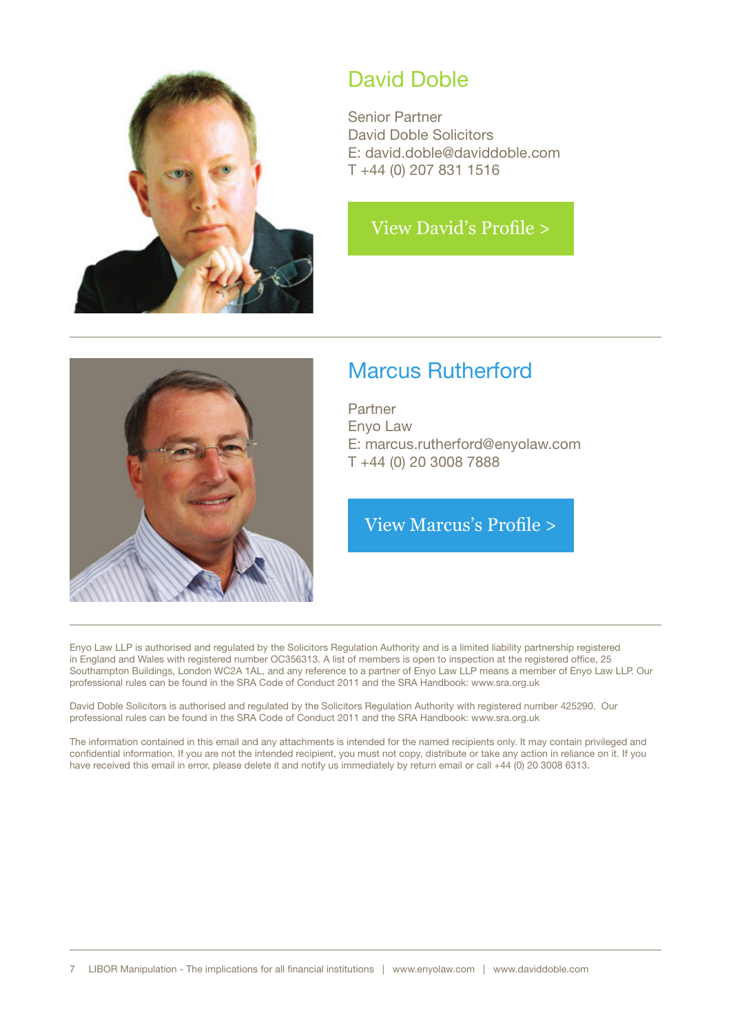## David Doble

Senior Partner
David Doble Solicitors
E: david.doble@daviddoble.com
T +44 (0) 207 831 1516

View David's Profile >

## Marcus Rutherford

Partner
Enyo Law
E: marcus.rutherford@enyolaw.com
T +44 (0) 20 3008 7888

View Marcus's Profile >

Enyo Law LLP is authorised and regulated by the Solicitors Regulation Authority and is a limited liability partnership registered in England and Wales with registered number OC356313. A list of members is open to inspection at the registered office, 25 Southampton Buildings, London WC2A 1AL, and any reference to a partner of Enyo Law LLP means a member of Enyo Law LLP. Our professional rules can be found in the SRA Code of Conduct 2011 and the SRA Handbook: www.sra.org.uk

David Doble Solicitors is authorised and regulated by the Solicitors Regulation Authority with registered number 425290. Our professional rules can be found in the SRA Code of Conduct 2011 and the SRA Handbook: www.sra.org.uk

The information contained in this email and any attachments is intended for the named recipients only. It may contain privileged and confidential information. If you are not the intended recipient, you must not copy, distribute or take any action in reliance on it. If you have received this email in error, please delete it and notify us immediately by return email or call +44 (0) 20 3008 6313.